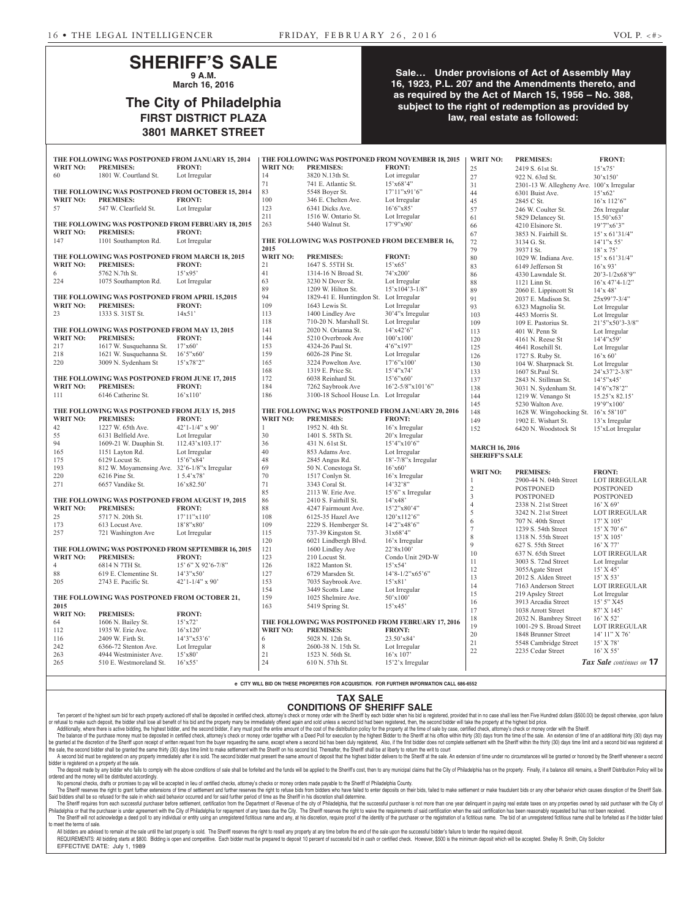# SHERIFF'S SALE

**9 A.M.**

**March 16, 2016**

## The City of Philadelphia

**FIRST DISTRICT PLAZA**

**3801 MARKET STREET**

**Sale… Under provisions of Act of Assembly May 16, 1923, P.L. 207 and the Amendments thereto, and as required by the Act of March 15, 1956 – No. 388, subject to the right of redemption as provided by law, real estate as followed:**

**THE FOLLOWING WAS POSTPONED FROM JANUARY 15, 2014**

| WRIT NO: | PREMISES: | FRONT: |
|---|---|---|
| 60 | 1801 W. Courtland St. | Lot Irregular |

**THE FOLLOWING WAS POSTPONED FROM OCTOBER 15, 2014**

| WRIT NO: | PREMISES: | FRONT: |
|---|---|---|
| 57 | 547 W. Clearfield St. | Lot Irregular |

**THE FOLLOWING WAS POSTPONED FROM FEBRUARY 18, 2015**

| WRIT NO: | PREMISES: | FRONT: |
|---|---|---|
| 147 | 1101 Southampton Rd. | Lot Irregular |

**THE FOLLOWING WAS POSTPONED FROM MARCH 18, 2015**

| WRIT NO: | PREMISES: | FRONT: |
|---|---|---|
| 6 | 5762 N.7th St. | 15'x95' |
| 224 | 1075 Southampton Rd. | Lot Irregular |

**THE FOLLOWING WAS POSTPONED FROM APRIL 15,2015**

| WRIT NO: | PREMISES: | FRONT: |
|---|---|---|
| 23 | 1333 S. 31ST St. | 14x51' |

**THE FOLLOWING WAS POSTPONED FROM MAY 13, 2015**

| WRIT NO: | PREMISES: | FRONT: |
|---|---|---|
| 217 | 1617 W. Susquehanna St. | 17'x60' |
| 218 | 1621 W. Susquehanna St. | 16'5"x60' |
| 220 | 3009 N. Sydenham St | 15'x78'2" |

**THE FOLLOWING WAS POSTPONED FROM JUNE 17, 2015**

| WRIT NO: | PREMISES: | FRONT: |
|---|---|---|
| 111 | 6146 Catherine St. | 16'x110' |

**THE FOLLOWING WAS POSTPONED FROM JULY 15, 2015**

| WRIT NO: | PREMISES: | FRONT: |
|---|---|---|
| 42 | 1227 W. 65th Ave. | 42'1-1/4" x 90' |
| 55 | 6131 Belfield Ave. | Lot Irregular |
| 94 | 1609-21 W. Dauphin St. | 112.43'x103.17' |
| 165 | 1151 Layton Rd. | Lot Irregular |
| 175 | 6129 Locust St. | 15'6"x84' |
| 193 | 812 W. Moyamensing Ave. | 32'6-1/8"x Irregular |
| 220 | 6216 Pine St. | 1 5.4'x78' |
| 271 | 6657 Vandike St. | 16'x82.50' |

**THE FOLLOWING WAS POSTPONED FROM AUGUST 19, 2015**

| WRIT NO: | PREMISES: | FRONT: |
|---|---|---|
| 25 | 5717 N. 20th St. | 17'11"x110' |
| 173 | 613 Locust Ave. | 18'8"x80' |
| 257 | 721 Washington Ave | Lot Irregular |

**THE FOLLOWING WAS POSTPONED FROM SEPTEMBER 16, 2015**

| WRIT NO: | PREMISES: | FRONT: |
|---|---|---|
| 4 | 6814 N 7TH St. | 15' 6" X 92'6-7/8" |
| 88 | 619 E. Clementine St. | 14'3"x50' |
| 205 | 2743 E. Pacific St. | 42'1-1/4" x 90' |

**THE FOLLOWING WAS POSTPONED FROM OCTOBER 21, 2015**

| WRIT NO: | PREMISES: | FRONT: |
|---|---|---|
| 64 | 1606 N. Bailey St. | 15'x72' |
| 112 | 1935 W. Erie Ave. | 16'x120' |
| 116 | 2409 W. Firth St. | 14'3"x53'6' |
| 242 | 6366-72 Stenton Ave. | Lot Irregular |
| 263 | 4944 Westminister Ave. | 15'x80' |
| 265 | 510 E. Westmoreland St. | 16'x55' |

**THE FOLLOWING WAS POSTPONED FROM NOVEMBER 18, 2015**

| WRIT NO: | PREMISES: | FRONT: |
|---|---|---|
| 14 | 3820 N.13th St. | Lot irregular |
| 71 | 741 E. Atlantic St. | 15'x68'4" |
| 83 | 5548 Boyer St. | 17'11"x91'6" |
| 100 | 346 E. Chelten Ave. | Lot Irregular |
| 123 | 6341 Dicks Ave. | 16'6"x85' |
| 211 | 1516 W. Ontario St. | Lot Irregular |
| 263 | 5440 Walnut St. | 17'9"x90' |

**THE FOLLOWING WAS POSTPONED FROM DECEMBER 16, 2015**

| WRIT NO: | PREMISES: | FRONT: |
|---|---|---|
| 21 | 1647 S. 55TH St. | 15'x65' |
| 41 | 1314-16 N Broad St. | 74'x200' |
| 63 | 3230 N Dover St. | Lot Irregular |
| 89 | 1209 W. Hilton St. | 15'x104'3-1/8" |
| 94 | 1829-41 E. Huntingdon St. | Lot Irregular |
| 109 | 1643 Lewis St. | Lot Irregular |
| 113 | 1400 Lindley Ave | 30'4"x Irregular |
| 118 | 710-20 N. Marshall St. | Lot Irregular |
| 141 | 2020 N. Orianna St. | 14'x42'6" |
| 144 | 5210 Overbrook Ave | 100'x100' |
| 153 | 4324-26 Paul St. | 4'6"x197' |
| 159 | 6026-28 Pine St. | Lot Irregular |
| 165 | 3224 Powelton Ave. | 17'6"x100' |
| 168 | 1319 E. Price St. | 15'4"x74' |
| 172 | 6038 Reinhard St. | 15'6"x60' |
| 184 | 7262 Saybrook Ave | 16'2-5/8"x101'6" |
| 186 | 3100-18 School House Ln. | Lot Irregular |

**THE FOLLOWING WAS POSTPONED FROM JANUARY 20, 2016**

| WRIT NO: | PREMISES: | FRONT: |
|---|---|---|
| 1 | 1952 N. 4th St. | 16'x Irregular |
| 30 | 1401 S. 58Th St. | 20'x Irregular |
| 36 | 431 N. 61st St. | 15'4"x10'6" |
| 40 | 853 Adams Ave. | Lot Irregular |
| 48 | 2845 Angus Rd. | 18'-7/8"x Irregular |
| 69 | 50 N. Conestoga St. | 16'x60' |
| 70 | 1517 Conlyn St. | 16'x Irregular |
| 71 | 3343 Coral St. | 14'32'8" |
| 85 | 2113 W. Erie Ave. | 15'6" x Irregular |
| 86 | 2410 S. Fairhill St. | 14'x48' |
| 88 | 4247 Fairmount Ave. | 15'2"x80'4" |
| 108 | 6125-35 Hazel Ave | 120'x112'6" |
| 109 | 2229 S. Hemberger St. | 14'2"x48'6" |
| 115 | 737-39 Kingston St. | 31x68'4" |
| 120 | 6021 Lindbergh Blvd. | 16'x Irregular |
| 121 | 1600 Lindley Ave | 22'8x100' |
| 123 | 210 Locust St. | Condo Unit 29D-W |
| 126 | 1822 Manton St. | 15'x54' |
| 127 | 6729 Marsden St. | 14'8-1/2"x65'6" |
| 153 | 7035 Saybrook Ave. | 15'x81' |
| 154 | 3449 Scotts Lane | Lot Irregular |
| 159 | 1025 Shelmire Ave. | 50'x100' |
| 163 | 5419 Spring St. | 15'x45' |

**THE FOLLOWING WAS POSTPONED FROM FEBRUARY 17, 2016**

| WRIT NO: | PREMISES: | FRONT: |
|---|---|---|
| 6 | 5028 N. 12th St. | 23.50'x84' |
| 8 | 2600-38 N. 15th St. | Lot Irregular |
| 21 | 1523 N. 56th St. | 16'x 107' |
| 24 | 610 N. 57th St. | 15'2'x Irregular |
| 25 | 2419 S. 61st St. | 15'x75' |
| 27 | 922 N. 63rd St. | 30'x150' |
| 31 | 2301-13 W. Allegheny Ave. | 100'x Irregular |
| 44 | 6301 Buist Ave. | 15'x62' |
| 45 | 2845 C St. | 16'x 112'6" |
| 57 | 246 W. Coulter St. | 26x Irregular |
| 61 | 5829 Delancey St. | 15.50'x63' |
| 66 | 4210 Elsinore St. | 19'7"x6'3" |
| 67 | 3853 N. Fairhill St. | 15' x 61'31/4" |
| 72 | 3134 G. St. | 14'1"x 55' |
| 79 | 3937 I St. | 18' x 75' |
| 80 | 1029 W. Indiana Ave. | 15' x 61'31/4" |
| 83 | 6149 Jefferson St | 16'x 93' |
| 86 | 4330 Lawndale St. | 20'3-1/2x68'9" |
| 88 | 1121 Linn St. | 16'x 47'4-1/2" |
| 89 | 2060 E. Lippincott St | 14'x 48' |
| 91 | 2037 E. Madison St. | 25x99'7-3/4" |
| 93 | 6323 Magnolia St. | Lot Irregular |
| 103 | 4453 Morris St. | Lot Irregular |
| 109 | 109 E. Pastorius St. | 21'5"x50'3-3/8" |
| 113 | 401 W. Penn St | Lot Irregular |
| 120 | 4161 N. Reese St | 14'4"x59' |
| 125 | 4641 Rosehill St. | Lot Irregular |
| 126 | 1727 S. Ruby St. | 16'x 60' |
| 130 | 104 W. Sharpnack St. | Lot Irregular |
| 133 | 1607 St.Paul St. | 24'x37'2-3/8" |
| 137 | 2843 N. Stillman St. | 14'5"x45' |
| 138 | 3031 N. Sydenham St. | 14'6"x78'2" |
| 144 | 1219 W. Venango St | 15.25'x 82.15' |
| 145 | 5230 Walton Ave. | 19'9"x100' |
| 148 | 1628 W. Wingohocking St. | 16'x 58'10" |
| 149 | 1902 E. Wishart St. | 13'x Irregular |
| 152 | 6420 N. Woodstock St | 15'xLot Irregular |

**MARCH 16, 2016**
**SHERIFF'S SALE**

| WRIT NO: | PREMISES: | FRONT: |
|---|---|---|
| 1 | 2900-44 N. 04th Street | LOT IRREGULAR |
| 2 | POSTPONED | POSTPONED |
| 3 | POSTPONED | POSTPONED |
| 4 | 2338 N. 21st Street | 16' X 69' |
| 5 | 3242 N. 21st Street | LOT IRREGULAR |
| 6 | 707 N. 40th Street | 17' X 105' |
| 7 | 1239 S. 54th Street | 15' X 70' 6" |
| 8 | 1318 N. 55th Street | 15' X 105' |
| 9 | 627 S. 55th Street | 16' X 77' |
| 10 | 637 N. 65th Street | LOT IRREGULAR |
| 11 | 3003 S. 72nd Street | Lot Irregular |
| 12 | 3055Agate Street | 15' X 45' |
| 13 | 2012 S. Alden Street | 15' X 53' |
| 14 | 7163 Anderson Street | LOT IRREGULAR |
| 15 | 219 Apsley Street | Lot Irregular |
| 16 | 3913 Arcadia Street | 15' 5" X45 |
| 17 | 1038 Arrott Street | 87' X 145' |
| 18 | 2032 N. Bambrey Street | 16' X 52' |
| 19 | 1001-29 S. Broad Street | LOT IRREGULAR |
| 20 | 1848 Brunner Street | 14' 11" X 76' |
| 21 | 5548 Cambridge Street | 15' X 78' |
| 22 | 2235 Cedar Street | 16' X 55' |

*Tax Sale continues on* **17**

e CITY WILL BID ON THESE PROPERTIES FOR ACQUISITION. FOR FURTHER INFORMATION CALL 686-6552

## TAX SALE
## CONDITIONS OF SHERIFF SALE

Ten percent of the highest sum bid for each property auctioned off shall be deposited in certified check, attorney's check or money order with the Sheriff by each bidder when his bid is registered, provided that in no case shall less then Five Hundred dollars ($500.00) be deposit otherwise, upon failure or refusal to make such deposit, the bidder shall lose all benefit of his bid and the property may be immediately offered again and sold unless a second bid had been registered, then, the second bidder will take the property at the highest bid price.

Additionally, where there is active bidding, the highest bidder, and the second bidder, if any must post the entire amount of the cost of the distribution policy for the property at the time of sale by case, certified check, attorney's check or money order with the Sheriff.

The balance of the purchase money must be deposited in certified check, attorney's check or money order together with a Deed Poll for execution by the highest Bidder to the Sheriff at his office within thirty (30) days from the time of the sale. An extension of time of an additional thirty (30) days may be granted at the discretion of the Sheriff upon receipt of written request from the buyer requesting the same, except where a second bid has been duly registered, Also, if the first bidder does not complete settlement with the Sheriff within the thirty (30) days time limit and a second bid was registered at the sale, the second bidder shall be granted the same thirty (30) days time limit to make settlement with the Sheriff on his second bid. Thereafter, the Sheriff shall be at liberty to return the writ to court

A second bid must be registered on any property immediately after it is sold. The second bidder must present the same amount of deposit that the highest bidder delivers to the Sheriff at the sale. An extension of time under no circumstances will be granted or honored by the Sheriff whenever a second bidder is registered on a property at the sale.

The deposit made by any bidder who fails to comply with the above conditions of sale shall be forfeited and the funds will be applied to the Sheriff's cost, then to any municipal claims that the City of Philadelphia has on the property. Finally, if a balance still remains, a Sheriff Distribution Policy will be ordered and the money will be distributed accordingly.

No personal checks, drafts or promises to pay will be accepted in lieu of certified checks, attorney's checks or money orders made payable to the Sheriff of Philadelphia County.

The Sheriff reserves the right to grant further extensions of time of settlement and further reserves the right to refuse bids from bidders who have failed to enter deposits on their bids, failed to make settlement or make fraudulent bids or any other behavior which causes disruption of the Sheriff Sale. Said bidders shall be so refused for the sale in which said behavior occurred and for said further period of time as the Sheriff in his discretion shall determine.

The Sheriff requires from each successful purchaser before settlement, certification from the Department of Revenue of the city of Philadelphia, that the successful purchaser is not more than one year delinquent in paying real estate taxes on any properties owned by said purchaser with the City of Philadelphia or that the purchaser is under agreement with the City of Philadelphia for repayment of any taxes due the City. The Sheriff reserves the right to waive the requirements of said certification when the said certification has been reasonably requested but has not been received.

The Sheriff will not acknowledge a deed poll to any individual or entity using an unregistered fictitious name and any, at his discretion, require proof of the identity of the purchaser or the registration of a fictitious name. The bid of an unregistered fictitious name shall be forfeited as if the bidder failed to meet the terms of sale.

All bidders are advised to remain at the sale until the last property is sold. The Sheriff reserves the right to resell any property at any time before the end of the sale upon the successful bidder's failure to tender the required deposit.

REQUIREMENTS: All bidding starts at $800. Bidding is open and competitive. Each bidder must be prepared to deposit 10 percent of successful bid in cash or certified check. However, $500 is the minimum deposit which will be accepted. Shelley R. Smith, City Solicitor

EFFECTIVE DATE: July 1, 1989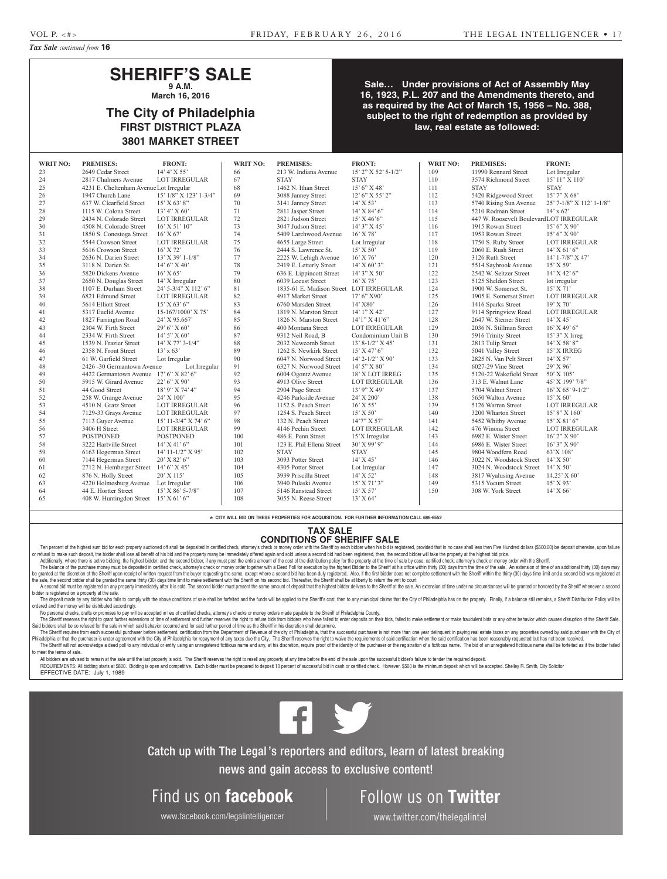*Tax Sale continued from* **16**

# SHERIFF'S SALE

**9 A.M.**
**March 16, 2016**

## The City of Philadelphia
**FIRST DISTRICT PLAZA**
**3801 MARKET STREET**

**Sale… Under provisions of Act of Assembly May 16, 1923, P.L. 207 and the Amendments thereto, and as required by the Act of March 15, 1956 – No. 388, subject to the right of redemption as provided by law, real estate as followed:**

| WRIT NO: | PREMISES: | FRONT: |
|---|---|---|
| 23 | 2649 Cedar Street | 14' 4' X 55' |
| 24 | 2817 Chalmers Avenue | LOT IRREGULAR |
| 25 | 4231 E. Cheltenham Avenue | Lot Irregular |
| 26 | 1947 Church Lane | 15' 1/8" X 123' 1-3/4" |
| 27 | 637 W. Clearfield Street | 15' X 63' 8" |
| 28 | 1115 W. Colona Street | 13' 4" X 60' |
| 29 | 2434 N. Colorado Street | LOT IRREGULAR |
| 30 | 4508 N. Colorado Street | 16' X 51' 10" |
| 31 | 1850 S. Conestoga Street | 16' X 67' |
| 32 | 5544 Crowson Street | LOT IRREGULAR |
| 33 | 5616 Crowson Street | 16' X 72' |
| 34 | 2636 N. Darien Street | 13' X 39' 1-1/8" |
| 35 | 3118 N. Darien St. | 14' 6" X 40' |
| 36 | 5820 Dickens Avenue | 16' X 65' |
| 37 | 2650 N. Douglas Street | 14' X Irregular |
| 38 | 1107 E. Durham Street | 24' 5-3/4" X 112' 6" |
| 39 | 6821 Edmund Street | LOT IRREGULAR |
| 40 | 5614 Elliott Street | 15' X 63' 6" |
| 41 | 5317 Euclid Avenue | 15-167/1000' X 75' |
| 42 | 1827 Farrington Road | 24' X 95.667' |
| 43 | 2304 W. Firth Street | 29' 6" X 60' |
| 44 | 2334 W. Firth Street | 14' 5" X 60' |
| 45 | 1539 N. Frazier Street | 14' X 77' 3-1/4" |
| 46 | 2358 N. Front Street | 13' x 63' |
| 47 | 61 W. Garfield Street | Lot Irregular |
| 48 | 2426 -30 Germantown Avenue | Lot Irregular |
| 49 | 4422 Germantown Avenue | 17' 6" X 82' 6" |
| 50 | 5915 W. Girard Avenue | 22' 6" X 90' |
| 51 | 44 Good Street | 18' 9" X 74' 4" |
| 52 | 258 W. Grange Avenue | 24' X 100' |
| 53 | 4510 N. Gratz Street | LOT IRREGULAR |
| 54 | 7129-33 Grays Avenue | LOT IRREGULAR |
| 55 | 7113 Guyer Avenue | 15' 11-3/4" X 74' 6" |
| 56 | 3406 H Street | LOT IRREGULAR |
| 57 | POSTPONED | POSTPONED |
| 58 | 3222 Hartville Street | 14' X 41' 6" |
| 59 | 6163 Hegerman Street | 14' 11-1/2" X 95' |
| 60 | 7144 Hegerman Street | 20' X 82' 6" |
| 61 | 2712 N. Hemberger Street | 14' 6" X 45' |
| 62 | 876 N. Holly Street | 20' X 115' |
| 63 | 4220 Holmesburg Avenue | Lot Irregular |
| 64 | 44 E. Hortter Street | 15' X 86' 5-7/8" |
| 65 | 408 W. Huntingdon Street | 15' X 61' 6" |
| 66 | 213 W. Indiana Avenue | 15' 2" X 52' 5-1/2" |
| 67 | STAY | STAY |
| 68 | 1462 N. Ithan Street | 15' 6" X 48' |
| 69 | 3088 Janney Street | 12' 6" X 55' 2" |
| 70 | 3141 Janney Street | 14' X 53' |
| 71 | 2811 Jasper Street | 14' X 84' 6" |
| 72 | 2821 Judson Street | 15' X 46'6" |
| 73 | 3047 Judson Street | 14' 3" X 45' |
| 74 | 5409 Larchwood Avenue | 16' X 78' |
| 75 | 4655 Large Street | Lot Irregular |
| 76 | 2444 S. Lawrence St. | 15' X 50' |
| 77 | 2225 W. Lehigh Avenue | 16' X 76' |
| 78 | 2419 E. Letterly Street | 14' X 60' 3" |
| 79 | 636 E. Lippincott Street | 14' 3" X 50' |
| 80 | 6039 Locust Street | 16' X 75' |
| 81 | 1835-61 E. Madison Street | LOT IRREGULAR |
| 82 | 4917 Market Street | 17' 6" X90' |
| 83 | 6760 Marsden Street | 14' X80' |
| 84 | 1819 N. Marston Street | 14' 1" X 42' |
| 85 | 1826 N. Marston Street | 14'1" X 41'6" |
| 86 | 400 Montana Street | LOT IRREGULAR |
| 87 | 9312 Neil Road, B | Condominium Unit B |
| 88 | 2032 Newcomb Street | 13' 8-1/2" X 45' |
| 89 | 1262 S. Newkirk Street | 15' X 47' 6" |
| 90 | 6047 N. Norwood Street | 14' 2-1/2" X 90' |
| 91 | 6327 N. Norwood Street | 14' 5" X 80' |
| 92 | 6004 Ogontz Avenue | 18' X LOT IRREG |
| 93 | 4913 Olive Street | LOT IRREGULAR |
| 94 | 2904 Page Street | 13' 9" X 49' |
| 95 | 4246 Parkside Avenue | 24' X 200' |
| 96 | 1152 S. Peach Street | 16' X 55' |
| 97 | 1254 S. Peach Street | 15' X 50' |
| 98 | 132 N. Peach Street | 14'7" X 57' |
| 99 | 4146 Pechin Street | LOT IRREGULAR |
| 100 | 486 E. Penn Street | 15'X Irregular |
| 101 | 123 E. Phil Ellena Street | 30' X 99' 9" |
| 102 | STAY | STAY |
| 103 | 3093 Potter Street | 14' X 45' |
| 104 | 4305 Potter Street | Lot Irregular |
| 105 | 3939 Priscilla Street | 14' X 52' |
| 106 | 3940 Pulaski Avenue | 15' X 71' 3" |
| 107 | 5146 Ranstead Street | 15' X 57' |
| 108 | 3055 N. Reese Street | 13' X 64' |
| 109 | 11990 Rennard Street | Lot Irregular |
| 110 | 3574 Richmond Street | 15' 11" X 110' |
| 111 | STAY | STAY |
| 112 | 5420 Ridgewood Street | 15' 7" X 68' |
| 113 | 5740 Rising Sun Avenue | 25' 7-1/8" X 112' 1-1/8" |
| 114 | 5210 Rodman Street | 14' x 62' |
| 115 | 447 W. Roosevelt Boulevard | LOT IRREGULAR |
| 116 | 1915 Rowan Street | 15' 6" X 90' |
| 117 | 1953 Rowan Street | 15' 6" X 90' |
| 118 | 1750 S. Ruby Street | LOT IRREGULAR |
| 119 | 2060 E. Rush Street | 14' X 61' 6" |
| 120 | 3126 Ruth Street | 14' 1-7/8" X 47' |
| 121 | 5514 Saybrook Avenue | 15' X 59' |
| 122 | 2542 W. Seltzer Street | 14' X 42' 6" |
| 123 | 5125 Sheldon Street | lot irregular |
| 124 | 1900 W. Somerset St. | 15' X 71' |
| 125 | 1905 E. Somerset Street | LOT IRREGULAR |
| 126 | 1416 Sparks Street | 19' X 70' |
| 127 | 9114 Springview Road | LOT IRREGULAR |
| 128 | 2647 W. Sterner Street | 14' X 45' |
| 129 | 2036 N. Stillman Street | 16' X 49' 6" |
| 130 | 5916 Trinity Street | 15' 3" X Irreg |
| 131 | 2813 Tulip Street | 14' X 58' 8" |
| 132 | 5041 Valley Street | 15' X IRREG |
| 133 | 2825 N. Van Pelt Street | 14' X 57' |
| 134 | 6027-29 Vine Street | 29' X 96' |
| 135 | 5120-22 Wakefield Street | 50' X 105' |
| 136 | 313 E. Walnut Lane | 45' X 199' 7/8" |
| 137 | 5704 Walnut Street | 16' X 65' 9-1/2" |
| 138 | 5650 Walton Avenue | 15' X 60' |
| 139 | 5126 Warren Street | LOT IRREGULAR |
| 140 | 3200 Wharton Street | 15' 8" X 160' |
| 141 | 5452 Whitby Avenue | 15' X 81' 6" |
| 142 | 476 Winona Street | LOT IRREGULAR |
| 143 | 6982 E. Wister Street | 16' 2" X 90' |
| 144 | 6986 E. Wister Street | 16' 3" X 90' |
| 145 | 9804 Woodfern Road | 63'X 108' |
| 146 | 3022 N. Woodstock Street | 14' X 50' |
| 147 | 3024 N. Woodstock Street | 14' X 50' |
| 148 | 3817 Wyalusing Avenue | 14.25' X 60' |
| 149 | 5315 Yocum Street | 15' X 93' |
| 150 | 308 W. York Street | 14' X 66' |

**e CITY WILL BID ON THESE PROPERTIES FOR ACQUISITION. FOR FURTHER INFORMATION CALL 686-6552**

## TAX SALE
## CONDITIONS OF SHERIFF SALE

Ten percent of the highest sum bid for each property auctioned off shall be deposited in certified check, attorney's check or money order with the Sheriff by each bidder when his bid is registered, provided that in no case shall less then Five Hundred dollars ($500.00) be deposit otherwise, upon failure or refusal to make such deposit, the bidder shall lose all benefit of his bid and the property many be immediately offered again and sold unless a second bid had been registered, then, the second bidder will take the property at the highest bid price.

Additionally, where there is active bidding, the highest bidder, and the second bidder, if any must post the entire amount of the cost of the distribution policy for the property at the time of sale by case, certified check, attorney's check or money order with the Sheriff.

The balance of the purchase money must be deposited in certified check, attorney's check or money order together with a Deed Poll for execution by the highest Bidder to the Sheriff at his office within thirty (30) days from the time of the sale. An extension of time of an additional thirty (30) days may be granted at the discretion of the Sheriff upon receipt of written request from the buyer requesting the same, except where a second bid has been duly registered. Also, if the first bidder does not complete settlement with the Sheriff within the thirty (30) days time limit and a second bid was registered at the sale, the second bidder shall be granted the same thirty (30) days time limit to make settlement with the Sheriff on his second bid. Thereafter, the Sheriff shall be at liberty to return the writ to court

A second bid must be registered on any property immediately after it is sold. The second bidder must present the same amount of deposit that the highest bidder delivers to the Sheriff at the sale. An extension of time under no circumstances will be granted or honored by the Sheriff whenever a second bidder is registered on a property at the sale.

The deposit made by any bidder who fails to comply with the above conditions of sale shall be forfeited and the funds will be applied to the Sheriff's cost, then to any municipal claims that the City of Philadelphia has on the property. Finally, if a balance still remains, a Sheriff Distribution Policy will be ordered and the money will be distributed accordingly.

No personal checks, drafts or promises to pay will be accepted in lieu of certified checks, attorney's checks or money orders made payable to the Sheriff of Philadelphia County.

The Sheriff reserves the right to grant further extensions of time of settlement and further reserves the right to refuse bids from bidders who have failed to enter deposits on their bids, failed to make settlement or make fraudulent bids or any other behavior which causes disruption of the Sheriff Sale. Said bidders shall be so refused for the sale in which said behavior occurred and for said further period of time as the Sheriff in his discretion shall determine.

The Sheriff requires from each successful purchaser before settlement, certification from the Department of Revenue of the city of Philadelphia, that the successful purchaser is not more than one year delinquent in paying real estate taxes on any properties owned by said purchaser with the City of Philadelphia or that the purchaser is under agreement with the City of Philadelphia for repayment of any taxes due the City. The Sheriff reserves the right to waive the requirements of said certification when the said certification has been reasonably requested but has not been received.

The Sheriff will not acknowledge a deed poll to any individual or entity using an unregistered fictitious name and any, at his discretion, require proof of the identity of the purchaser or the registration of a fictitious name. The bid of an unregistered fictitious name shall be forfeited as if the bidder failed to meet the terms of sale.

All bidders are advised to remain at the sale until the last property is sold. The Sheriff reserves the right to resell any property at any time before the end of the sale upon the successful bidder's failure to tender the required deposit.

REQUIREMENTS: All bidding starts at $800. Bidding is open and competitive. Each bidder must be prepared to deposit 10 percent of successful bid in cash or certified check. However, $500 is the minimum deposit which will be accepted. Shelley R. Smith, City Solicitor

EFFECTIVE DATE: July 1, 1989

Catch up with The Legal's reporters and editors, learn of latest breaking news and gain access to exclusive content!

Find us on **facebook**
www.facebook.com/legalintelligencer

Follow us on **Twitter**
www.twitter.com/thelegalintel